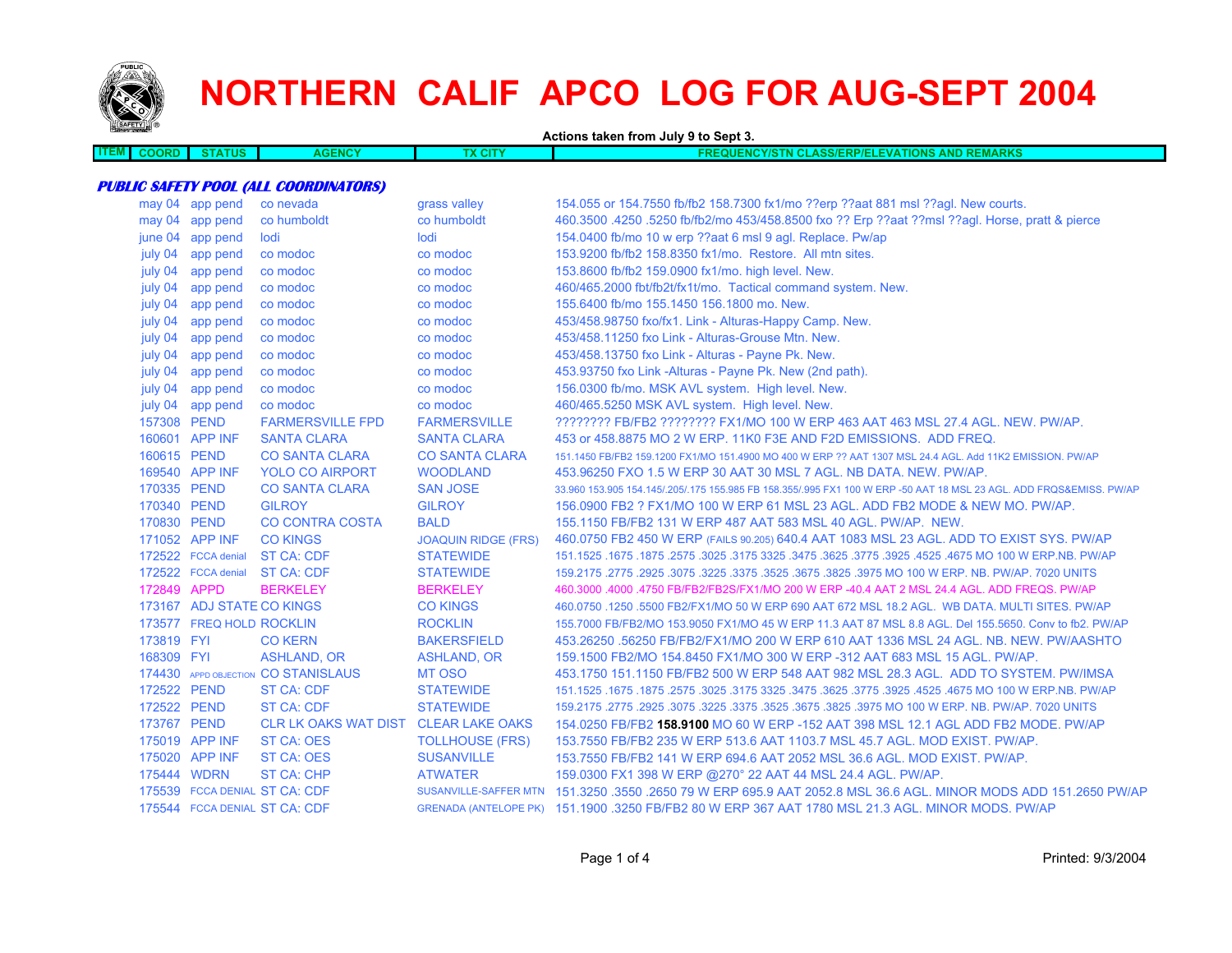# NORTHERN CALIF APCO LOG FOR AUG-SEPT 2004

**Actions taken from July 9 to Sept 3.**

***PUBLIC SAFETY POOL (ALL COORDINATORS)***

| ITEM | COORD | STATUS | AGENCY | TX CITY | FREQUENCY/STN CLASS/ERP/ELEVATIONS AND REMARKS |
|---|---|---|---|---|---|
| | may 04 | app pend | co nevada | grass valley | 154.055 or 154.7550 fb/fb2 158.7300 fx1/mo ??erp ??aat 881 msl ??agl. New courts. |
| | may 04 | app pend | co humboldt | co humboldt | 460.3500 .4250 .5250 fb/fb2/mo 453/458.8500 fxo ?? Erp ??aat ??msl ??agl. Horse, pratt & pierce |
| | june 04 | app pend | lodi | lodi | 154.0400 fb/mo 10 w erp ??aat 6 msl 9 agl. Replace. Pw/ap |
| | july 04 | app pend | co modoc | co modoc | 153.9200 fb/fb2 158.8350 fx1/mo. Restore. All mtn sites. |
| | july 04 | app pend | co modoc | co modoc | 153.8600 fb/fb2 159.0900 fx1/mo. high level. New. |
| | july 04 | app pend | co modoc | co modoc | 460/465.2000 fbt/fb2t/fx1t/mo. Tactical command system. New. |
| | july 04 | app pend | co modoc | co modoc | 155.6400 fb/mo 155.1450 156.1800 mo. New. |
| | july 04 | app pend | co modoc | co modoc | 453/458.98750 fxo/fx1. Link - Alturas-Happy Camp. New. |
| | july 04 | app pend | co modoc | co modoc | 453/458.11250 fxo Link - Alturas-Grouse Mtn. New. |
| | july 04 | app pend | co modoc | co modoc | 453/458.13750 fxo Link - Alturas - Payne Pk. New. |
| | july 04 | app pend | co modoc | co modoc | 453.93750 fxo Link -Alturas - Payne Pk. New (2nd path). |
| | july 04 | app pend | co modoc | co modoc | 156.0300 fb/mo. MSK AVL system. High level. New. |
| | july 04 | app pend | co modoc | co modoc | 460/465.5250 MSK AVL system. High level. New. |
| | 157308 | PEND | FARMERSVILLE FPD | FARMERSVILLE | ???????? FB/FB2 ???????? FX1/MO 100 W ERP 463 AAT 463 MSL 27.4 AGL. NEW. PW/AP. |
| | 160601 | APP INF | SANTA CLARA | SANTA CLARA | 453 or 458.8875 MO 2 W ERP. 11K0 F3E AND F2D EMISSIONS. ADD FREQ. |
| | 160615 | PEND | CO SANTA CLARA | CO SANTA CLARA | 151.1450 FB/FB2 159.1200 FX1/MO 151.4900 MO 400 W ERP ?? AAT 1307 MSL 24.4 AGL. Add 11K2 EMISSION. PW/AP |
| | 169540 | APP INF | YOLO CO AIRPORT | WOODLAND | 453.96250 FXO 1.5 W ERP 30 AAT 30 MSL 7 AGL. NB DATA. NEW. PW/AP. |
| | 170335 | PEND | CO SANTA CLARA | SAN JOSE | 33.960 153.905 154.145/.205/.175 155.985 FB 158.355/.995 FX1 100 W ERP -50 AAT 18 MSL 23 AGL. ADD FRQS&EMISS. PW/AP |
| | 170340 | PEND | GILROY | GILROY | 156.0900 FB2 ? FX1/MO 100 W ERP 61 MSL 23 AGL. ADD FB2 MODE & NEW MO. PW/AP. |
| | 170830 | PEND | CO CONTRA COSTA | BALD | 155.1150 FB/FB2 131 W ERP 487 AAT 583 MSL 40 AGL. PW/AP. NEW. |
| | 171052 | APP INF | CO KINGS | JOAQUIN RIDGE (FRS) | 460.0750 FB2 450 W ERP (FAILS 90.205) 640.4 AAT 1083 MSL 23 AGL. ADD TO EXIST SYS. PW/AP |
| | 172522 | FCCA denial | ST CA: CDF | STATEWIDE | 151.1525 .1675 .1875 .2575 .3025 .3175 3325 .3475 .3625 .3775 .3925 .4525 .4675 MO 100 W ERP.NB. PW/AP |
| | 172522 | FCCA denial | ST CA: CDF | STATEWIDE | 159.2175 .2775 .2925 .3075 .3225 .3375 .3525 .3675 .3825 .3975 MO 100 W ERP. NB. PW/AP. 7020 UNITS |
| | 172849 | APPD | BERKELEY | BERKELEY | 460.3000 .4000 .4750 FB/FB2/FB2S/FX1/MO 200 W ERP -40.4 AAT 2 MSL 24.4 AGL. ADD FREQS. PW/AP |
| | 173167 | ADJ STATE | CO KINGS | CO KINGS | 460.0750 .1250 .5500 FB2/FX1/MO 50 W ERP 690 AAT 672 MSL 18.2 AGL. WB DATA. MULTI SITES. PW/AP |
| | 173577 | FREQ HOLD | ROCKLIN | ROCKLIN | 155.7000 FB/FB2/MO 153.9050 FX1/MO 45 W ERP 11.3 AAT 87 MSL 8.8 AGL. Del 155.5650. Conv to fb2. PW/AP |
| | 173819 | FYI | CO KERN | BAKERSFIELD | 453.26250 .56250 FB/FB2/FX1/MO 200 W ERP 610 AAT 1336 MSL 24 AGL. NB. NEW. PW/AASHTO |
| | 168309 | FYI | ASHLAND, OR | ASHLAND, OR | 159.1500 FB2/MO 154.8450 FX1/MO 300 W ERP -312 AAT 683 MSL 15 AGL. PW/AP. |
| | 174430 | APPD OBJECTION | CO STANISLAUS | MT OSO | 453.1750 151.1150 FB/FB2 500 W ERP 548 AAT 982 MSL 28.3 AGL. ADD TO SYSTEM. PW/IMSA |
| | 172522 | PEND | ST CA: CDF | STATEWIDE | 151.1525 .1675 .1875 .2575 .3025 .3175 3325 .3475 .3625 .3775 .3925 .4525 .4675 MO 100 W ERP.NB. PW/AP |
| | 172522 | PEND | ST CA: CDF | STATEWIDE | 159.2175 .2775 .2925 .3075 .3225 .3375 .3525 .3675 .3825 .3975 MO 100 W ERP. NB. PW/AP. 7020 UNITS |
| | 173767 | PEND | CLR LK OAKS WAT DIST | CLEAR LAKE OAKS | 154.0250 FB/FB2 **158.9100** MO 60 W ERP -152 AAT 398 MSL 12.1 AGL ADD FB2 MODE. PW/AP |
| | 175019 | APP INF | ST CA: OES | TOLLHOUSE (FRS) | 153.7550 FB/FB2 235 W ERP 513.6 AAT 1103.7 MSL 45.7 AGL. MOD EXIST. PW/AP. |
| | 175020 | APP INF | ST CA: OES | SUSANVILLE | 153.7550 FB/FB2 141 W ERP 694.6 AAT 2052 MSL 36.6 AGL. MOD EXIST. PW/AP. |
| | 175444 | WDRN | ST CA: CHP | ATWATER | 159.0300 FX1 398 W ERP @270° 22 AAT 44 MSL 24.4 AGL. PW/AP. |
| | 175539 | FCCA DENIAL | ST CA: CDF | SUSANVILLE-SAFFER MTN | 151.3250 .3550 .2650 79 W ERP 695.9 AAT 2052.8 MSL 36.6 AGL. MINOR MODS ADD 151.2650 PW/AP |
| | 175544 | FCCA DENIAL | ST CA: CDF | GRENADA (ANTELOPE PK) | 151.1900 .3250 FB/FB2 80 W ERP 367 AAT 1780 MSL 21.3 AGL. MINOR MODS. PW/AP |

Printed: 9/3/2004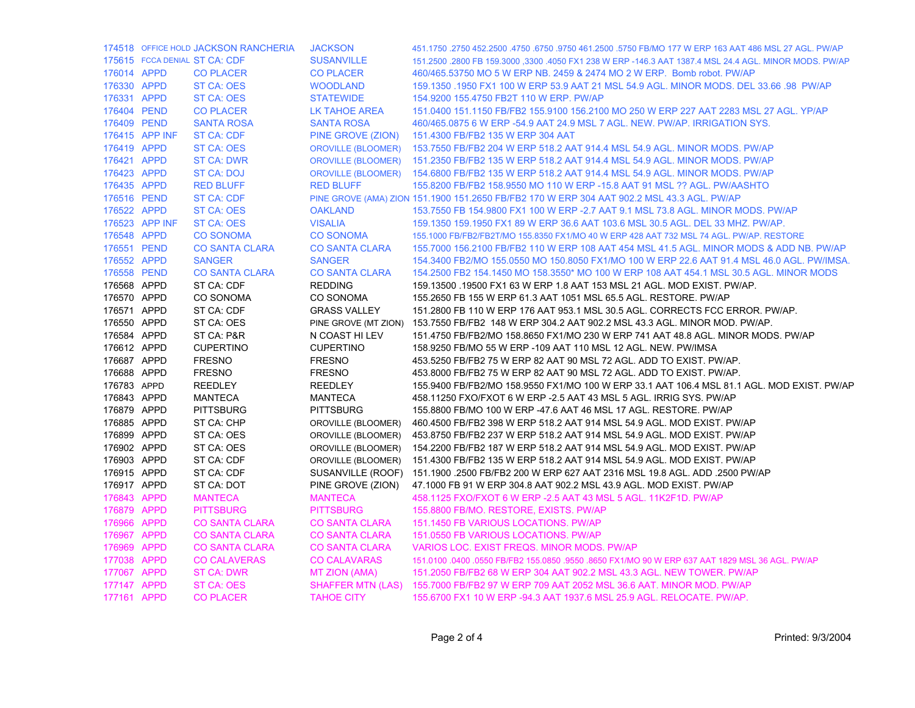| | | | | |
|---|---|---|---|---|
| 174518 | OFFICE HOLD | JACKSON RANCHERIA | JACKSON | 451.1750 .2750 452.2500 .4750 .6750 .9750 461.2500 .5750 FB/MO 177 W ERP 163 AAT 486 MSL 27 AGL. PW/AP |
| 175615 | FCCA DENIAL | ST CA: CDF | SUSANVILLE | 151.2500 .2800 FB 159.3000 ,3300 .4050 FX1 238 W ERP -146.3 AAT 1387.4 MSL 24.4 AGL. MINOR MODS. PW/AP |
| 176014 | APPD | CO PLACER | CO PLACER | 460/465.53750 MO 5 W ERP NB. 2459 & 2474 MO 2 W ERP. Bomb robot. PW/AP |
| 176330 | APPD | ST CA: OES | WOODLAND | 159.1350 .1950 FX1 100 W ERP 53.9 AAT 21 MSL 54.9 AGL. MINOR MODS. DEL 33.66 .98 PW/AP |
| 176331 | APPD | ST CA: OES | STATEWIDE | 154.9200 155.4750 FB2T 110 W ERP. PW/AP |
| 176404 | PEND | CO PLACER | LK TAHOE AREA | 151.0400 151.1150 FB/FB2 155.9100 156.2100 MO 250 W ERP 227 AAT 2283 MSL 27 AGL. YP/AP |
| 176409 | PEND | SANTA ROSA | SANTA ROSA | 460/465.0875 6 W ERP -54.9 AAT 24.9 MSL 7 AGL. NEW. PW/AP. IRRIGATION SYS. |
| 176415 | APP INF | ST CA: CDF | PINE GROVE (ZION) | 151.4300 FB/FB2 135 W ERP 304 AAT |
| 176419 | APPD | ST CA: OES | OROVILLE (BLOOMER) | 153.7550 FB/FB2 204 W ERP 518.2 AAT 914.4 MSL 54.9 AGL. MINOR MODS. PW/AP |
| 176421 | APPD | ST CA: DWR | OROVILLE (BLOOMER) | 151.2350 FB/FB2 135 W ERP 518.2 AAT 914.4 MSL 54.9 AGL. MINOR MODS. PW/AP |
| 176423 | APPD | ST CA: DOJ | OROVILLE (BLOOMER) | 154.6800 FB/FB2 135 W ERP 518.2 AAT 914.4 MSL 54.9 AGL. MINOR MODS. PW/AP |
| 176435 | APPD | RED BLUFF | RED BLUFF | 155.8200 FB/FB2 158.9550 MO 110 W ERP -15.8 AAT 91 MSL ?? AGL. PW/AASHTO |
| 176516 | PEND | ST CA: CDF | PINE GROVE (AMA) ZION | 151.1900 151.2650 FB/FB2 170 W ERP 304 AAT 902.2 MSL 43.3 AGL. PW/AP |
| 176522 | APPD | ST CA: OES | OAKLAND | 153.7550 FB 154.9800 FX1 100 W ERP -2.7 AAT 9.1 MSL 73.8 AGL. MINOR MODS. PW/AP |
| 176523 | APP INF | ST CA: OES | VISALIA | 159.1350 159.1950 FX1 89 W ERP 36.6 AAT 103.6 MSL 30.5 AGL. DEL 33 MHZ. PW/AP. |
| 176548 | APPD | CO SONOMA | CO SONOMA | 155.1000 FB/FB2/FB2T/MO 155.8350 FX1/MO 40 W ERP 428 AAT 732 MSL 74 AGL. PW/AP. RESTORE |
| 176551 | PEND | CO SANTA CLARA | CO SANTA CLARA | 155.7000 156.2100 FB/FB2 110 W ERP 108 AAT 454 MSL 41.5 AGL. MINOR MODS & ADD NB. PW/AP |
| 176552 | APPD | SANGER | SANGER | 154.3400 FB2/MO 155.0550 MO 150.8050 FX1/MO 100 W ERP 22.6 AAT 91.4 MSL 46.0 AGL. PW/IMSA. |
| 176558 | PEND | CO SANTA CLARA | CO SANTA CLARA | 154.2500 FB2 154.1450 MO 158.3550* MO 100 W ERP 108 AAT 454.1 MSL 30.5 AGL. MINOR MODS |
| 176568 | APPD | ST CA: CDF | REDDING | 159.13500 .19500 FX1 63 W ERP 1.8 AAT 153 MSL 21 AGL. MOD EXIST. PW/AP. |
| 176570 | APPD | CO SONOMA | CO SONOMA | 155.2650 FB 155 W ERP 61.3 AAT 1051 MSL 65.5 AGL. RESTORE. PW/AP |
| 176571 | APPD | ST CA: CDF | GRASS VALLEY | 151.2800 FB 110 W ERP 176 AAT 953.1 MSL 30.5 AGL. CORRECTS FCC ERROR. PW/AP. |
| 176550 | APPD | ST CA: OES | PINE GROVE (MT ZION) | 153.7550 FB/FB2 148 W ERP 304.2 AAT 902.2 MSL 43.3 AGL. MINOR MOD. PW/AP. |
| 176584 | APPD | ST CA: P&R | N COAST HI LEV | 151.4750 FB/FB2/MO 158.8650 FX1/MO 230 W ERP 741 AAT 48.8 AGL. MINOR MODS. PW/AP |
| 176612 | APPD | CUPERTINO | CUPERTINO | 158.9250 FB/MO 55 W ERP -109 AAT 110 MSL 12 AGL. NEW. PW/IMSA |
| 176687 | APPD | FRESNO | FRESNO | 453.5250 FB/FB2 75 W ERP 82 AAT 90 MSL 72 AGL. ADD TO EXIST. PW/AP. |
| 176688 | APPD | FRESNO | FRESNO | 453.8000 FB/FB2 75 W ERP 82 AAT 90 MSL 72 AGL. ADD TO EXIST. PW/AP. |
| 176783 | APPD | REEDLEY | REEDLEY | 155.9400 FB/FB2/MO 158.9550 FX1/MO 100 W ERP 33.1 AAT 106.4 MSL 81.1 AGL. MOD EXIST. PW/AP |
| 176843 | APPD | MANTECA | MANTECA | 458.11250 FXO/FXOT 6 W ERP -2.5 AAT 43 MSL 5 AGL. IRRIG SYS. PW/AP |
| 176879 | APPD | PITTSBURG | PITTSBURG | 155.8800 FB/MO 100 W ERP -47.6 AAT 46 MSL 17 AGL. RESTORE. PW/AP |
| 176885 | APPD | ST CA: CHP | OROVILLE (BLOOMER) | 460.4500 FB/FB2 398 W ERP 518.2 AAT 914 MSL 54.9 AGL. MOD EXIST. PW/AP |
| 176899 | APPD | ST CA: OES | OROVILLE (BLOOMER) | 453.8750 FB/FB2 237 W ERP 518.2 AAT 914 MSL 54.9 AGL. MOD EXIST. PW/AP |
| 176902 | APPD | ST CA: OES | OROVILLE (BLOOMER) | 154.2200 FB/FB2 187 W ERP 518.2 AAT 914 MSL 54.9 AGL. MOD EXIST. PW/AP |
| 176903 | APPD | ST CA: CDF | OROVILLE (BLOOMER) | 151.4300 FB/FB2 135 W ERP 518.2 AAT 914 MSL 54.9 AGL. MOD EXIST. PW/AP |
| 176915 | APPD | ST CA: CDF | SUSANVILLE (ROOF) | 151.1900 .2500 FB/FB2 200 W ERP 627 AAT 2316 MSL 19.8 AGL. ADD .2500 PW/AP |
| 176917 | APPD | ST CA: DOT | PINE GROVE (ZION) | 47.1000 FB 91 W ERP 304.8 AAT 902.2 MSL 43.9 AGL. MOD EXIST. PW/AP |
| 176843 | APPD | MANTECA | MANTECA | 458.1125 FXO/FXOT 6 W ERP -2.5 AAT 43 MSL 5 AGL. 11K2F1D. PW/AP |
| 176879 | APPD | PITTSBURG | PITTSBURG | 155.8800 FB/MO. RESTORE, EXISTS. PW/AP |
| 176966 | APPD | CO SANTA CLARA | CO SANTA CLARA | 151.1450 FB VARIOUS LOCATIONS. PW/AP |
| 176967 | APPD | CO SANTA CLARA | CO SANTA CLARA | 151.0550 FB VARIOUS LOCATIONS. PW/AP |
| 176969 | APPD | CO SANTA CLARA | CO SANTA CLARA | VARIOS LOC. EXIST FREQS. MINOR MODS. PW/AP |
| 177038 | APPD | CO CALAVERAS | CO CALAVARAS | 151.0100 .0400 .0550 FB/FB2 155.0850 .9550 .8650 FX1/MO 90 W ERP 637 AAT 1829 MSL 36 AGL. PW/AP |
| 177067 | APPD | ST CA: DWR | MT ZION (AMA) | 151.2050 FB/FB2 68 W ERP 304 AAT 902.2 MSL 43.3 AGL. NEW TOWER. PW/AP |
| 177147 | APPD | ST CA: OES | SHAFFER MTN (LAS) | 155.7000 FB/FB2 97 W ERP 709 AAT 2052 MSL 36.6 AAT. MINOR MOD. PW/AP |
| 177161 | APPD | CO PLACER | TAHOE CITY | 155.6700 FX1 10 W ERP -94.3 AAT 1937.6 MSL 25.9 AGL. RELOCATE. PW/AP. |

Printed: 9/3/2004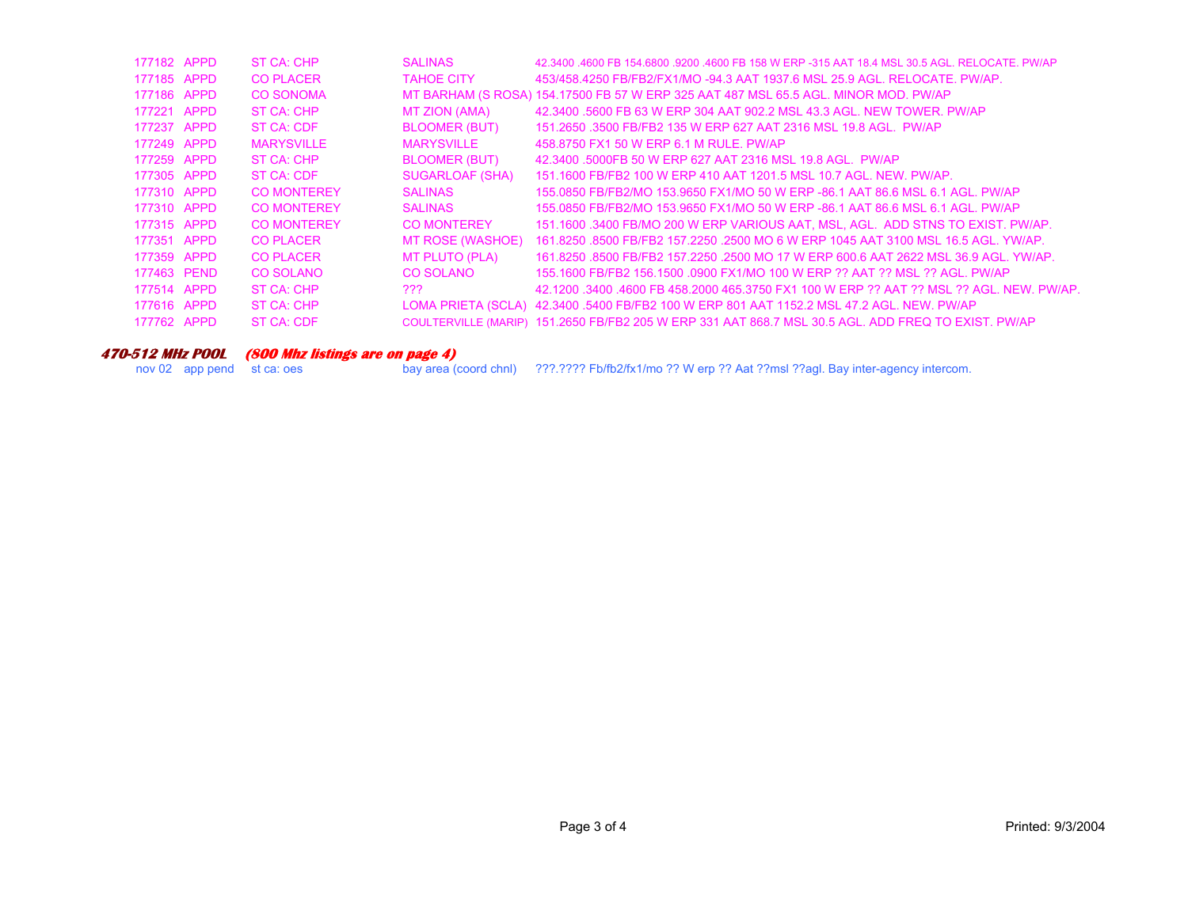| | | | | |
|---|---|---|---|---|
| 177182 | APPD | ST CA: CHP | SALINAS | 42.3400 .4600 FB 154.6800 .9200 .4600 FB 158 W ERP -315 AAT 18.4 MSL 30.5 AGL. RELOCATE. PW/AP |
| 177185 | APPD | CO PLACER | TAHOE CITY | 453/458.4250 FB/FB2/FX1/MO -94.3 AAT 1937.6 MSL 25.9 AGL. RELOCATE. PW/AP. |
| 177186 | APPD | CO SONOMA | MT BARHAM (S ROSA) | 154.17500 FB 57 W ERP 325 AAT 487 MSL 65.5 AGL. MINOR MOD. PW/AP |
| 177221 | APPD | ST CA: CHP | MT ZION (AMA) | 42.3400 .5600 FB 63 W ERP 304 AAT 902.2 MSL 43.3 AGL. NEW TOWER. PW/AP |
| 177237 | APPD | ST CA: CDF | BLOOMER (BUT) | 151.2650 .3500 FB/FB2 135 W ERP 627 AAT 2316 MSL 19.8 AGL. PW/AP |
| 177249 | APPD | MARYSVILLE | MARYSVILLE | 458.8750 FX1 50 W ERP 6.1 M RULE. PW/AP |
| 177259 | APPD | ST CA: CHP | BLOOMER (BUT) | 42.3400 .5000FB 50 W ERP 627 AAT 2316 MSL 19.8 AGL. PW/AP |
| 177305 | APPD | ST CA: CDF | SUGARLOAF (SHA) | 151.1600 FB/FB2 100 W ERP 410 AAT 1201.5 MSL 10.7 AGL. NEW. PW/AP. |
| 177310 | APPD | CO MONTEREY | SALINAS | 155.0850 FB/FB2/MO 153.9650 FX1/MO 50 W ERP -86.1 AAT 86.6 MSL 6.1 AGL. PW/AP |
| 177310 | APPD | CO MONTEREY | SALINAS | 155.0850 FB/FB2/MO 153.9650 FX1/MO 50 W ERP -86.1 AAT 86.6 MSL 6.1 AGL. PW/AP |
| 177315 | APPD | CO MONTEREY | CO MONTEREY | 151.1600 .3400 FB/MO 200 W ERP VARIOUS AAT, MSL, AGL. ADD STNS TO EXIST. PW/AP. |
| 177351 | APPD | CO PLACER | MT ROSE (WASHOE) | 161.8250 .8500 FB/FB2 157.2250 .2500 MO 6 W ERP 1045 AAT 3100 MSL 16.5 AGL. YW/AP. |
| 177359 | APPD | CO PLACER | MT PLUTO (PLA) | 161.8250 .8500 FB/FB2 157.2250 .2500 MO 17 W ERP 600.6 AAT 2622 MSL 36.9 AGL. YW/AP. |
| 177463 | PEND | CO SOLANO | CO SOLANO | 155.1600 FB/FB2 156.1500 .0900 FX1/MO 100 W ERP ?? AAT ?? MSL ?? AGL. PW/AP |
| 177514 | APPD | ST CA: CHP | ??? | 42.1200 .3400 .4600 FB 458.2000 465.3750 FX1 100 W ERP ?? AAT ?? MSL ?? AGL. NEW. PW/AP. |
| 177616 | APPD | ST CA: CHP | LOMA PRIETA (SCLA) | 42.3400 .5400 FB/FB2 100 W ERP 801 AAT 1152.2 MSL 47.2 AGL. NEW. PW/AP |
| 177762 | APPD | ST CA: CDF | COULTERVILLE (MARIP) | 151.2650 FB/FB2 205 W ERP 331 AAT 868.7 MSL 30.5 AGL. ADD FREQ TO EXIST. PW/AP |

### *470-512 MHz POOL* *(800 Mhz listings are on page 4)*

| | | | | |
|---|---|---|---|---|
| nov 02 | app pend | st ca: oes | bay area (coord chnl) | ???.???? Fb/fb2/fx1/mo ?? W erp ?? Aat ??msl ??agl. Bay inter-agency intercom. |

Printed: 9/3/2004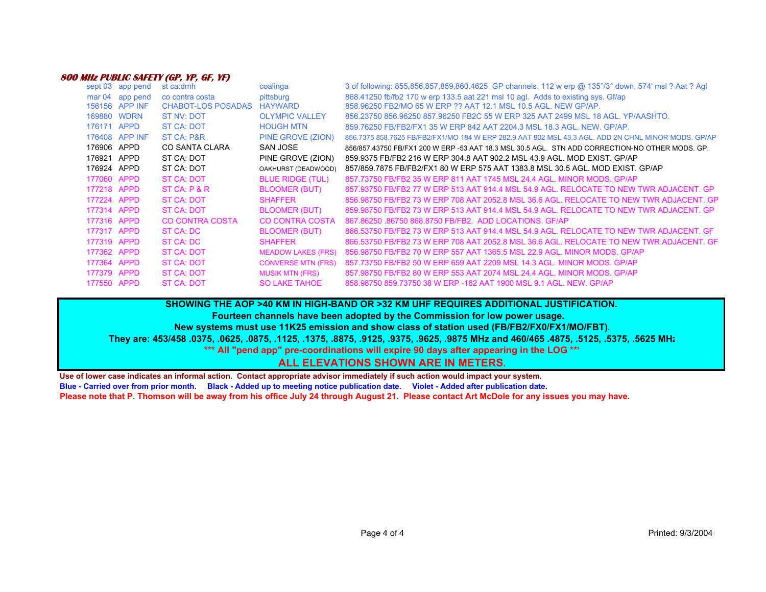### *800 MHz PUBLIC SAFETY (GP, YP, GF, YF)*

| | | | | |
|---|---|---|---|---|
| sept 03 | app pend | st ca:dmh | coalinga | 3 of following: 855,856,857,859,860.4625 GP channels. 112 w erp @ 135°/3° down, 574' msl ? Aat ? Agl |
| mar 04 | app pend | co contra costa | pittsburg | 868.41250 fb/fb2 170 w erp 133.5 aat 221 msl 10 agl. Adds to existing sys. Gf/ap |
| 156156 | APP INF | CHABOT-LOS POSADAS | HAYWARD | 858.96250 FB2/MO 65 W ERP ?? AAT 12.1 MSL 10.5 AGL. NEW GP/AP. |
| 169880 | WDRN | ST NV: DOT | OLYMPIC VALLEY | 856.23750 856.96250 857.96250 FB2C 55 W ERP 325 AAT 2499 MSL 18 AGL. YP/AASHTO. |
| 176171 | APPD | ST CA: DOT | HOUGH MTN | 859.76250 FB/FB2/FX1 35 W ERP 842 AAT 2204.3 MSL 18.3 AGL. NEW. GP/AP. |
| 176408 | APP INF | ST CA: P&R | PINE GROVE (ZION) | 856.7375 858.7625 FB/FB2/FX1/MO 184 W ERP 282.9 AAT 902 MSL 43.3 AGL. ADD 2N CHNL MINOR MODS. GP/AP |
| 176906 | APPD | CO SANTA CLARA | SAN JOSE | 856/857.43750 FB/FX1 200 W ERP -53 AAT 18.3 MSL 30.5 AGL. STN ADD CORRECTION-NO OTHER MODS. GP. |
| 176921 | APPD | ST CA: DOT | PINE GROVE (ZION) | 859.9375 FB/FB2 216 W ERP 304.8 AAT 902.2 MSL 43.9 AGL. MOD EXIST. GP/AP |
| 176924 | APPD | ST CA: DOT | OAKHURST (DEADWOOD) | 857/859.7875 FB/FB2/FX1 80 W ERP 575 AAT 1383.8 MSL 30.5 AGL. MOD EXIST. GP/AP |
| 177060 | APPD | ST CA: DOT | BLUE RIDGE (TUL) | 857.73750 FB/FB2 35 W ERP 811 AAT 1745 MSL 24.4 AGL. MINOR MODS. GP/AP |
| 177218 | APPD | ST CA: P & R | BLOOMER (BUT) | 857.93750 FB/FB2 77 W ERP 513 AAT 914.4 MSL 54.9 AGL. RELOCATE TO NEW TWR ADJACENT. GP |
| 177224 | APPD | ST CA: DOT | SHAFFER | 856.98750 FB/FB2 73 W ERP 708 AAT 2052.8 MSL 36.6 AGL. RELOCATE TO NEW TWR ADJACENT. GP |
| 177314 | APPD | ST CA: DOT | BLOOMER (BUT) | 859.98750 FB/FB2 73 W ERP 513 AAT 914.4 MSL 54.9 AGL. RELOCATE TO NEW TWR ADJACENT. GP |
| 177316 | APPD | CO CONTRA COSTA | CO CONTRA COSTA | 867.86250 .86750 868.8750 FB/FB2. ADD LOCATIONS. GF/AP |
| 177317 | APPD | ST CA: DC | BLOOMER (BUT) | 866.53750 FB/FB2 73 W ERP 513 AAT 914.4 MSL 54.9 AGL. RELOCATE TO NEW TWR ADJACENT. GF |
| 177319 | APPD | ST CA: DC | SHAFFER | 866.53750 FB/FB2 73 W ERP 708 AAT 2052.8 MSL 36.6 AGL. RELOCATE TO NEW TWR ADJACENT. GF |
| 177362 | APPD | ST CA: DOT | MEADOW LAKES (FRS) | 856.98750 FB/FB2 70 W ERP 557 AAT 1365.5 MSL 22.9 AGL. MINOR MODS. GP/AP |
| 177364 | APPD | ST CA: DOT | CONVERSE MTN (FRS) | 857.73750 FB/FB2 50 W ERP 659 AAT 2209 MSL 14.3 AGL. MINOR MODS. GP/AP |
| 177379 | APPD | ST CA: DOT | MUSIK MTN (FRS) | 857.98750 FB/FB2 80 W ERP 553 AAT 2074 MSL 24.4 AGL. MINOR MODS. GP/AP |
| 177550 | APPD | ST CA: DOT | SO LAKE TAHOE | 858.98750 859.73750 38 W ERP -162 AAT 1900 MSL 9.1 AGL. NEW. GP/AP |

**SHOWING THE AOP >40 KM IN HIGH-BAND OR >32 KM UHF REQUIRES ADDITIONAL JUSTIFICATION.**
**Fourteen channels have been adopted by the Commission for low power usage.**
**New systems must use 11K25 emission and show class of station used (FB/FB2/FX0/FX1/MO/FBT).**
**They are: 453/458 .0375, .0625, .0875, .1125, .1375, .8875, .9125, .9375, .9625, .9875 MHz and 460/465 .4875, .5125, .5375, .5625 MHz**
**\*\*\* All "pend app" pre-coordinations will expire 90 days after appearing in the LOG \*\*\***
**ALL ELEVATIONS SHOWN ARE IN METERS.**

**Use of lower case indicates an informal action. Contact appropriate advisor immediately if such action would impact your system.**

**Blue - Carried over from prior month. Black - Added up to meeting notice publication date. Violet - Added after publication date.**

**Please note that P. Thomson will be away from his office July 24 through August 21. Please contact Art McDole for any issues you may have.**

Printed: 9/3/2004